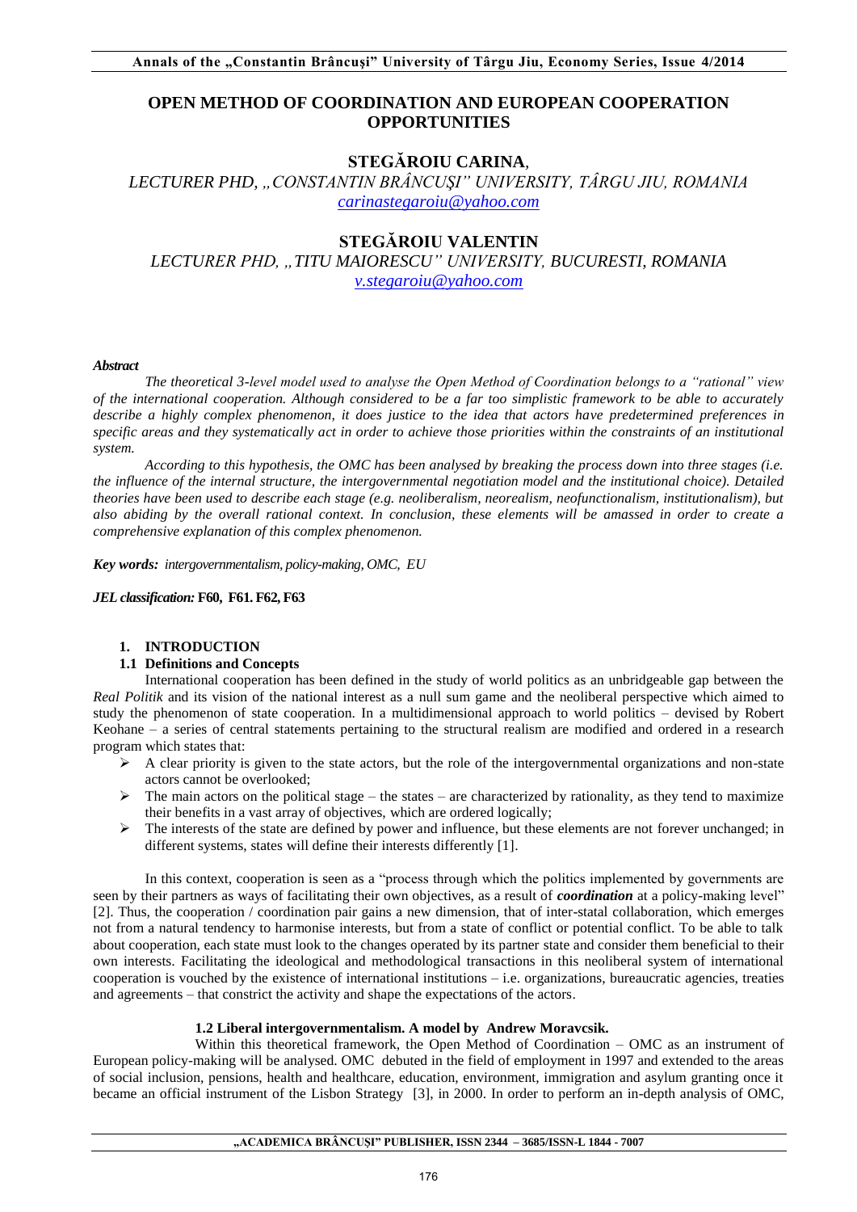# OPEN METHOD OF COORDINATION AND EUROPEAN COOPERATION OPPORTUNITIES

## STEGĂROIU CARINA,

*LECTURER PHD, „CONSTANTIN BRÂNCUŞI" UNIVERSITY, TÂRGU JIU, ROMANIA*
*carinastegaroiu@yahoo.com*

## STEGĂROIU VALENTIN

*LECTURER PHD, „TITU MAIORESCU" UNIVERSITY, BUCURESTI, ROMANIA*
*v.stegaroiu@yahoo.com*

***Abstract***

*The theoretical 3-level model used to analyse the Open Method of Coordination belongs to a "rational" view of the international cooperation. Although considered to be a far too simplistic framework to be able to accurately describe a highly complex phenomenon, it does justice to the idea that actors have predetermined preferences in specific areas and they systematically act in order to achieve those priorities within the constraints of an institutional system.*

*According to this hypothesis, the OMC has been analysed by breaking the process down into three stages (i.e. the influence of the internal structure, the intergovernmental negotiation model and the institutional choice). Detailed theories have been used to describe each stage (e.g. neoliberalism, neorealism, neofunctionalism, institutionalism), but also abiding by the overall rational context. In conclusion, these elements will be amassed in order to create a comprehensive explanation of this complex phenomenon.*

***Key words:*** *intergovernmentalism, policy-making, OMC, EU*

***JEL classification:*** **F60, F61. F62, F63**

## 1. INTRODUCTION

### 1.1 Definitions and Concepts

International cooperation has been defined in the study of world politics as an unbridgeable gap between the *Real Politik* and its vision of the national interest as a null sum game and the neoliberal perspective which aimed to study the phenomenon of state cooperation. In a multidimensional approach to world politics – devised by Robert Keohane – a series of central statements pertaining to the structural realism are modified and ordered in a research program which states that:

- A clear priority is given to the state actors, but the role of the intergovernmental organizations and non-state actors cannot be overlooked;
- The main actors on the political stage – the states – are characterized by rationality, as they tend to maximize their benefits in a vast array of objectives, which are ordered logically;
- The interests of the state are defined by power and influence, but these elements are not forever unchanged; in different systems, states will define their interests differently [1].

In this context, cooperation is seen as a "process through which the politics implemented by governments are seen by their partners as ways of facilitating their own objectives, as a result of ***coordination*** at a policy-making level" [2]. Thus, the cooperation / coordination pair gains a new dimension, that of inter-statal collaboration, which emerges not from a natural tendency to harmonise interests, but from a state of conflict or potential conflict. To be able to talk about cooperation, each state must look to the changes operated by its partner state and consider them beneficial to their own interests. Facilitating the ideological and methodological transactions in this neoliberal system of international cooperation is vouched by the existence of international institutions – i.e. organizations, bureaucratic agencies, treaties and agreements – that constrict the activity and shape the expectations of the actors.

### 1.2 Liberal intergovernmentalism. A model by Andrew Moravcsik.

Within this theoretical framework, the Open Method of Coordination – OMC as an instrument of European policy-making will be analysed. OMC debuted in the field of employment in 1997 and extended to the areas of social inclusion, pensions, health and healthcare, education, environment, immigration and asylum granting once it became an official instrument of the Lisbon Strategy [3], in 2000. In order to perform an in-depth analysis of OMC,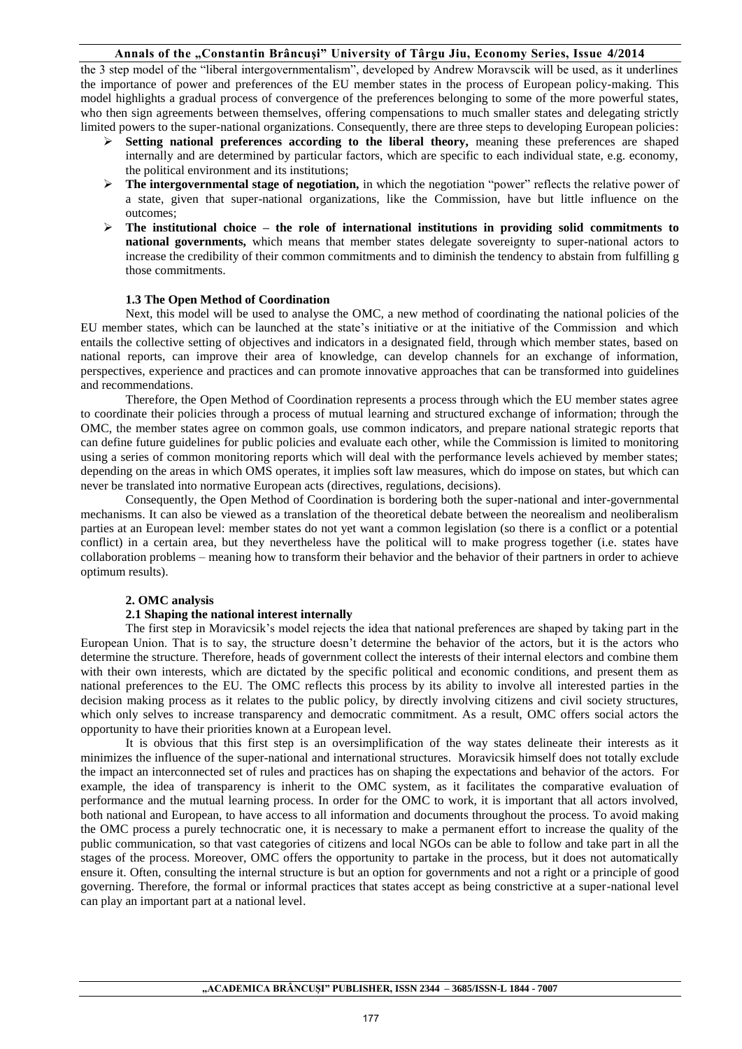the 3 step model of the "liberal intergovernmentalism", developed by Andrew Moravscik will be used, as it underlines the importance of power and preferences of the EU member states in the process of European policy-making. This model highlights a gradual process of convergence of the preferences belonging to some of the more powerful states, who then sign agreements between themselves, offering compensations to much smaller states and delegating strictly limited powers to the super-national organizations. Consequently, there are three steps to developing European policies:

- **Setting national preferences according to the liberal theory,** meaning these preferences are shaped internally and are determined by particular factors, which are specific to each individual state, e.g. economy, the political environment and its institutions;
- **The intergovernmental stage of negotiation,** in which the negotiation "power" reflects the relative power of a state, given that super-national organizations, like the Commission, have but little influence on the outcomes;
- **The institutional choice – the role of international institutions in providing solid commitments to national governments,** which means that member states delegate sovereignty to super-national actors to increase the credibility of their common commitments and to diminish the tendency to abstain from fulfilling g those commitments.

### 1.3 The Open Method of Coordination

Next, this model will be used to analyse the OMC, a new method of coordinating the national policies of the EU member states, which can be launched at the state's initiative or at the initiative of the Commission and which entails the collective setting of objectives and indicators in a designated field, through which member states, based on national reports, can improve their area of knowledge, can develop channels for an exchange of information, perspectives, experience and practices and can promote innovative approaches that can be transformed into guidelines and recommendations.

Therefore, the Open Method of Coordination represents a process through which the EU member states agree to coordinate their policies through a process of mutual learning and structured exchange of information; through the OMC, the member states agree on common goals, use common indicators, and prepare national strategic reports that can define future guidelines for public policies and evaluate each other, while the Commission is limited to monitoring using a series of common monitoring reports which will deal with the performance levels achieved by member states; depending on the areas in which OMS operates, it implies soft law measures, which do impose on states, but which can never be translated into normative European acts (directives, regulations, decisions).

Consequently, the Open Method of Coordination is bordering both the super-national and inter-governmental mechanisms. It can also be viewed as a translation of the theoretical debate between the neorealism and neoliberalism parties at an European level: member states do not yet want a common legislation (so there is a conflict or a potential conflict) in a certain area, but they nevertheless have the political will to make progress together (i.e. states have collaboration problems – meaning how to transform their behavior and the behavior of their partners in order to achieve optimum results).

## 2. OMC analysis

### 2.1 Shaping the national interest internally

The first step in Moravicsik's model rejects the idea that national preferences are shaped by taking part in the European Union. That is to say, the structure doesn't determine the behavior of the actors, but it is the actors who determine the structure. Therefore, heads of government collect the interests of their internal electors and combine them with their own interests, which are dictated by the specific political and economic conditions, and present them as national preferences to the EU. The OMC reflects this process by its ability to involve all interested parties in the decision making process as it relates to the public policy, by directly involving citizens and civil society structures, which only selves to increase transparency and democratic commitment. As a result, OMC offers social actors the opportunity to have their priorities known at a European level.

It is obvious that this first step is an oversimplification of the way states delineate their interests as it minimizes the influence of the super-national and international structures. Moravicsik himself does not totally exclude the impact an interconnected set of rules and practices has on shaping the expectations and behavior of the actors. For example, the idea of transparency is inherit to the OMC system, as it facilitates the comparative evaluation of performance and the mutual learning process. In order for the OMC to work, it is important that all actors involved, both national and European, to have access to all information and documents throughout the process. To avoid making the OMC process a purely technocratic one, it is necessary to make a permanent effort to increase the quality of the public communication, so that vast categories of citizens and local NGOs can be able to follow and take part in all the stages of the process. Moreover, OMC offers the opportunity to partake in the process, but it does not automatically ensure it. Often, consulting the internal structure is but an option for governments and not a right or a principle of good governing. Therefore, the formal or informal practices that states accept as being constrictive at a super-national level can play an important part at a national level.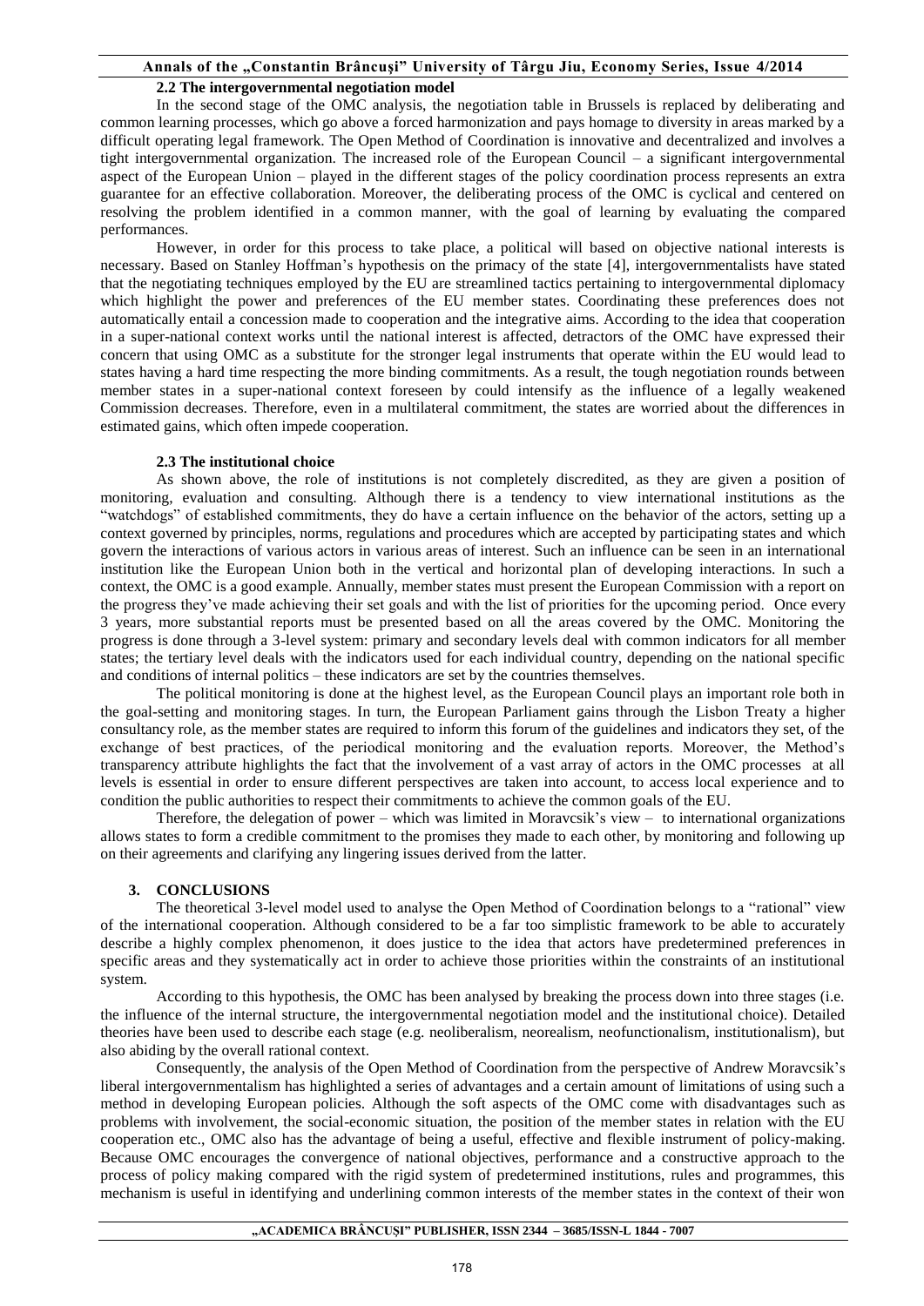### 2.2 The intergovernmental negotiation model

In the second stage of the OMC analysis, the negotiation table in Brussels is replaced by deliberating and common learning processes, which go above a forced harmonization and pays homage to diversity in areas marked by a difficult operating legal framework. The Open Method of Coordination is innovative and decentralized and involves a tight intergovernmental organization. The increased role of the European Council – a significant intergovernmental aspect of the European Union – played in the different stages of the policy coordination process represents an extra guarantee for an effective collaboration. Moreover, the deliberating process of the OMC is cyclical and centered on resolving the problem identified in a common manner, with the goal of learning by evaluating the compared performances.

However, in order for this process to take place, a political will based on objective national interests is necessary. Based on Stanley Hoffman's hypothesis on the primacy of the state [4], intergovernmentalists have stated that the negotiating techniques employed by the EU are streamlined tactics pertaining to intergovernmental diplomacy which highlight the power and preferences of the EU member states. Coordinating these preferences does not automatically entail a concession made to cooperation and the integrative aims. According to the idea that cooperation in a super-national context works until the national interest is affected, detractors of the OMC have expressed their concern that using OMC as a substitute for the stronger legal instruments that operate within the EU would lead to states having a hard time respecting the more binding commitments. As a result, the tough negotiation rounds between member states in a super-national context foreseen by could intensify as the influence of a legally weakened Commission decreases. Therefore, even in a multilateral commitment, the states are worried about the differences in estimated gains, which often impede cooperation.

### 2.3 The institutional choice

As shown above, the role of institutions is not completely discredited, as they are given a position of monitoring, evaluation and consulting. Although there is a tendency to view international institutions as the "watchdogs" of established commitments, they do have a certain influence on the behavior of the actors, setting up a context governed by principles, norms, regulations and procedures which are accepted by participating states and which govern the interactions of various actors in various areas of interest. Such an influence can be seen in an international institution like the European Union both in the vertical and horizontal plan of developing interactions. In such a context, the OMC is a good example. Annually, member states must present the European Commission with a report on the progress they've made achieving their set goals and with the list of priorities for the upcoming period. Once every 3 years, more substantial reports must be presented based on all the areas covered by the OMC. Monitoring the progress is done through a 3-level system: primary and secondary levels deal with common indicators for all member states; the tertiary level deals with the indicators used for each individual country, depending on the national specific and conditions of internal politics – these indicators are set by the countries themselves.

The political monitoring is done at the highest level, as the European Council plays an important role both in the goal-setting and monitoring stages. In turn, the European Parliament gains through the Lisbon Treaty a higher consultancy role, as the member states are required to inform this forum of the guidelines and indicators they set, of the exchange of best practices, of the periodical monitoring and the evaluation reports. Moreover, the Method's transparency attribute highlights the fact that the involvement of a vast array of actors in the OMC processes at all levels is essential in order to ensure different perspectives are taken into account, to access local experience and to condition the public authorities to respect their commitments to achieve the common goals of the EU.

Therefore, the delegation of power – which was limited in Moravcsik's view – to international organizations allows states to form a credible commitment to the promises they made to each other, by monitoring and following up on their agreements and clarifying any lingering issues derived from the latter.

## 3. CONCLUSIONS

The theoretical 3-level model used to analyse the Open Method of Coordination belongs to a "rational" view of the international cooperation. Although considered to be a far too simplistic framework to be able to accurately describe a highly complex phenomenon, it does justice to the idea that actors have predetermined preferences in specific areas and they systematically act in order to achieve those priorities within the constraints of an institutional system.

According to this hypothesis, the OMC has been analysed by breaking the process down into three stages (i.e. the influence of the internal structure, the intergovernmental negotiation model and the institutional choice). Detailed theories have been used to describe each stage (e.g. neoliberalism, neorealism, neofunctionalism, institutionalism), but also abiding by the overall rational context.

Consequently, the analysis of the Open Method of Coordination from the perspective of Andrew Moravcsik's liberal intergovernmentalism has highlighted a series of advantages and a certain amount of limitations of using such a method in developing European policies. Although the soft aspects of the OMC come with disadvantages such as problems with involvement, the social-economic situation, the position of the member states in relation with the EU cooperation etc., OMC also has the advantage of being a useful, effective and flexible instrument of policy-making. Because OMC encourages the convergence of national objectives, performance and a constructive approach to the process of policy making compared with the rigid system of predetermined institutions, rules and programmes, this mechanism is useful in identifying and underlining common interests of the member states in the context of their won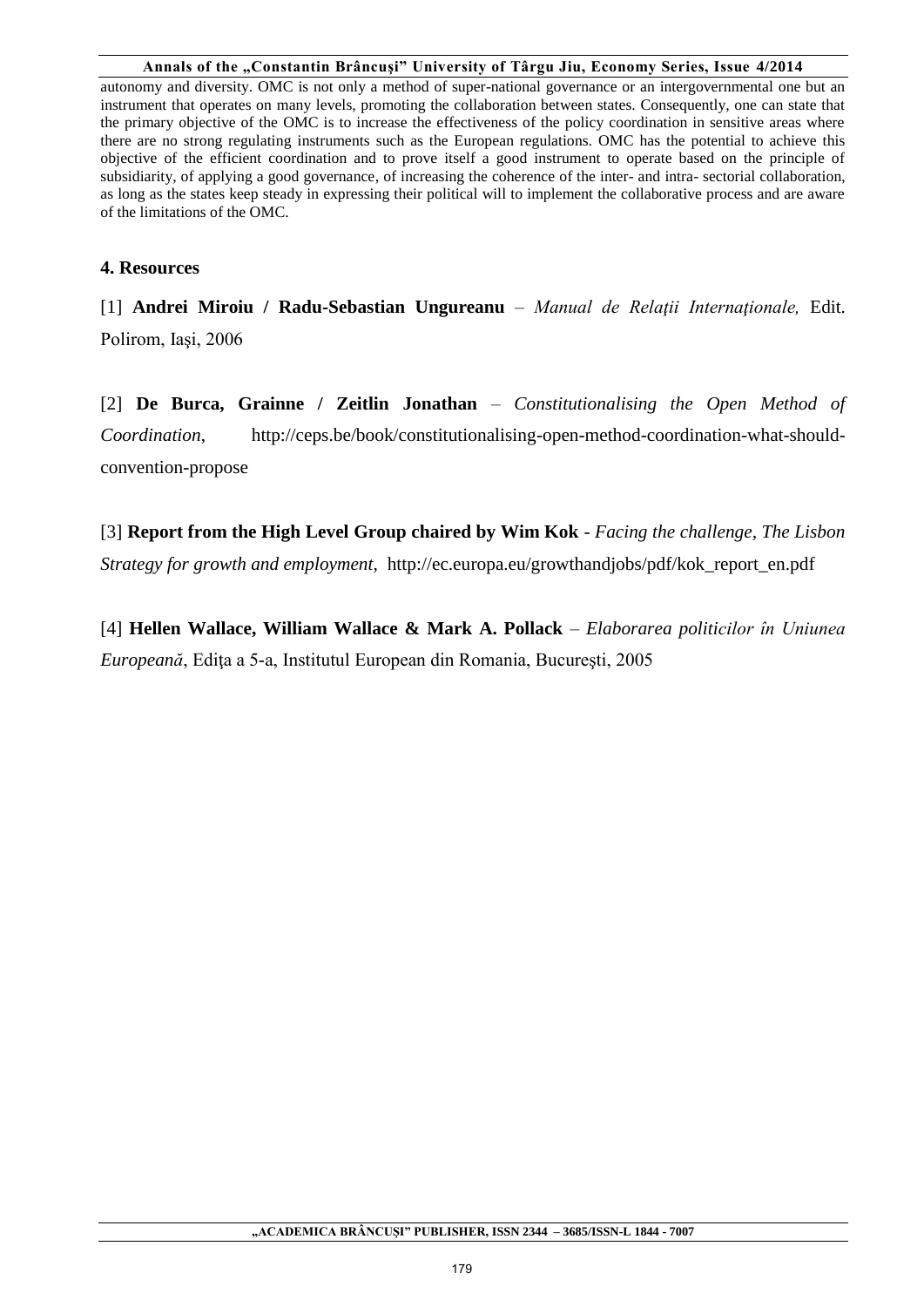autonomy and diversity. OMC is not only a method of super-national governance or an intergovernmental one but an instrument that operates on many levels, promoting the collaboration between states. Consequently, one can state that the primary objective of the OMC is to increase the effectiveness of the policy coordination in sensitive areas where there are no strong regulating instruments such as the European regulations. OMC has the potential to achieve this objective of the efficient coordination and to prove itself a good instrument to operate based on the principle of subsidiarity, of applying a good governance, of increasing the coherence of the inter- and intra- sectorial collaboration, as long as the states keep steady in expressing their political will to implement the collaborative process and are aware of the limitations of the OMC.

## 4. Resources

[1] **Andrei Miroiu / Radu-Sebastian Ungureanu** – *Manual de Relaţii Internaţionale,* Edit. Polirom, Iaşi, 2006

[2] **De Burca, Grainne / Zeitlin Jonathan** – *Constitutionalising the Open Method of Coordination*, http://ceps.be/book/constitutionalising-open-method-coordination-what-should-convention-propose

[3] **Report from the High Level Group chaired by Wim Kok** - *Facing the challenge, The Lisbon Strategy for growth and employment,* http://ec.europa.eu/growthandjobs/pdf/kok_report_en.pdf

[4] **Hellen Wallace, William Wallace & Mark A. Pollack** – *Elaborarea politicilor în Uniunea Europeană*, Ediţa a 5-a, Institutul European din Romania, Bucureşti, 2005